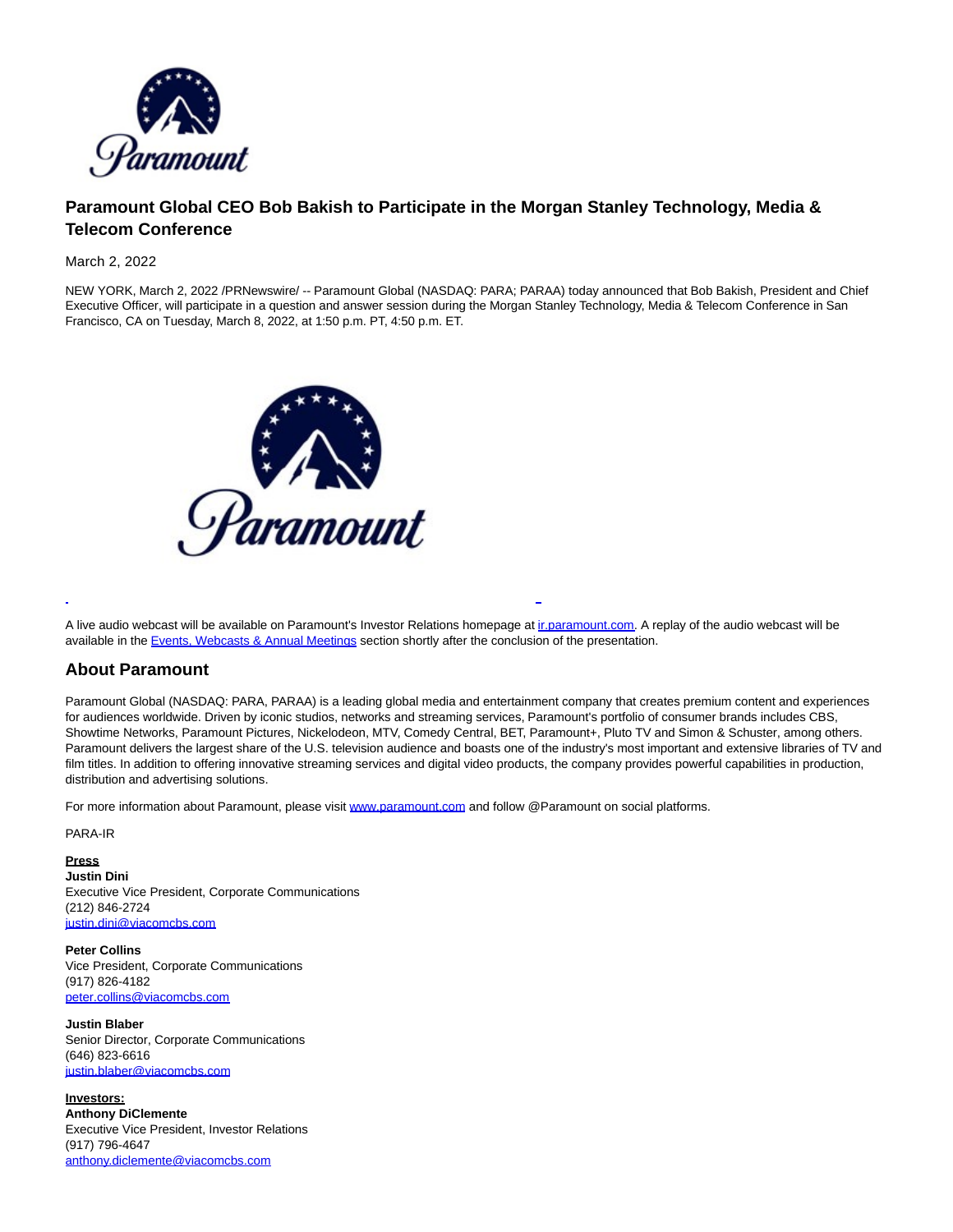# Paramount Global CEO Bob Bakish to Participate in the Morgan Stanley Technology, Media & Telecom Conference

March 2, 2022

NEW YORK, March 2, 2022 /PRNewswire/ -- Paramount Global (NASDAQ: PARA; PARAA) today announced that Bob Bakish, President and Chief Executive Officer, will participate in a question and answer session during the Morgan Stanley Technology, Media & Telecom Conference in San Francisco, CA on Tuesday, March 8, 2022, at 1:50 p.m. PT, 4:50 p.m. ET.

A live audio webcast will be available on Paramount's Investor Relations homepage at ir.paramount.com. A replay of the audio webcast will be available in the Events, Webcasts & Annual Meetings section shortly after the conclusion of the presentation.

## About Paramount

Paramount Global (NASDAQ: PARA, PARAA) is a leading global media and entertainment company that creates premium content and experiences for audiences worldwide. Driven by iconic studios, networks and streaming services, Paramount's portfolio of consumer brands includes CBS, Showtime Networks, Paramount Pictures, Nickelodeon, MTV, Comedy Central, BET, Paramount+, Pluto TV and Simon & Schuster, among others. Paramount delivers the largest share of the U.S. television audience and boasts one of the industry's most important and extensive libraries of TV and film titles. In addition to offering innovative streaming services and digital video products, the company provides powerful capabilities in production, distribution and advertising solutions.

For more information about Paramount, please visit www.paramount.com and follow @Paramount on social platforms.

PARA-IR

**Press**

**Justin Dini**
Executive Vice President, Corporate Communications
(212) 846-2724
justin.dini@viacomcbs.com

**Peter Collins**
Vice President, Corporate Communications
(917) 826-4182
peter.collins@viacomcbs.com

**Justin Blaber**
Senior Director, Corporate Communications
(646) 823-6616
justin.blaber@viacomcbs.com

**Investors:**

**Anthony DiClemente**
Executive Vice President, Investor Relations
(917) 796-4647
anthony.diclemente@viacomcbs.com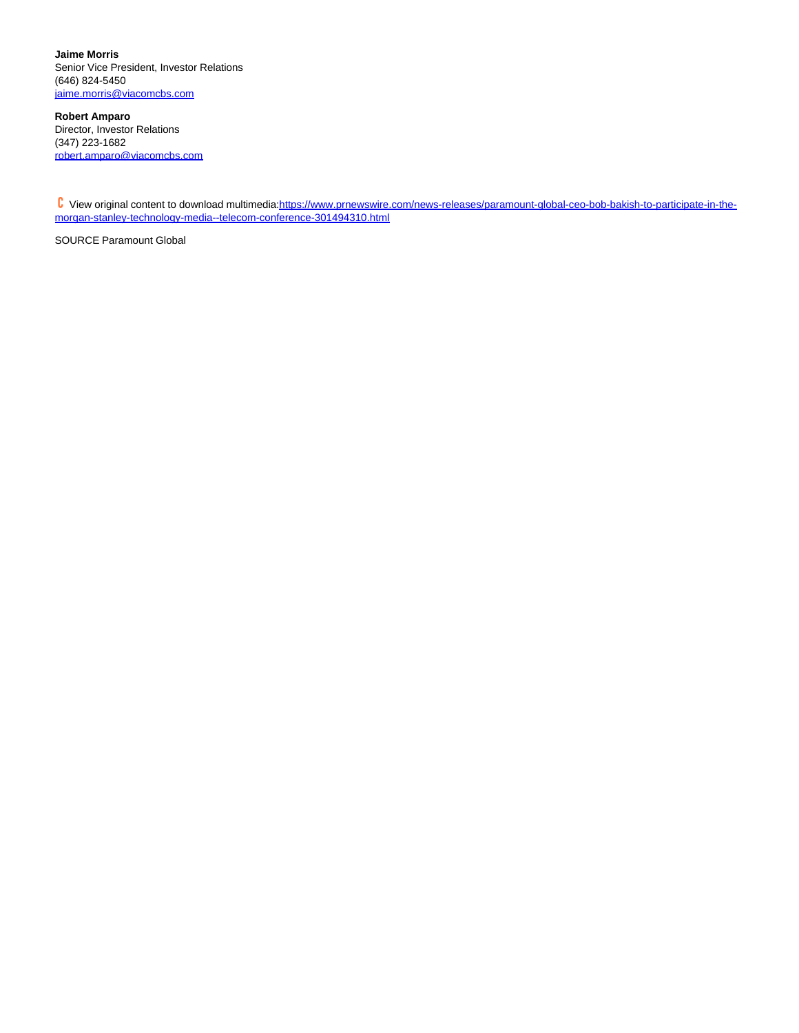**Jaime Morris**
Senior Vice President, Investor Relations
(646) 824-5450
jaime.morris@viacomcbs.com

**Robert Amparo**
Director, Investor Relations
(347) 223-1682
robert.amparo@viacomcbs.com

View original content to download multimedia:https://www.prnewswire.com/news-releases/paramount-global-ceo-bob-bakish-to-participate-in-the-morgan-stanley-technology-media--telecom-conference-301494310.html

SOURCE Paramount Global